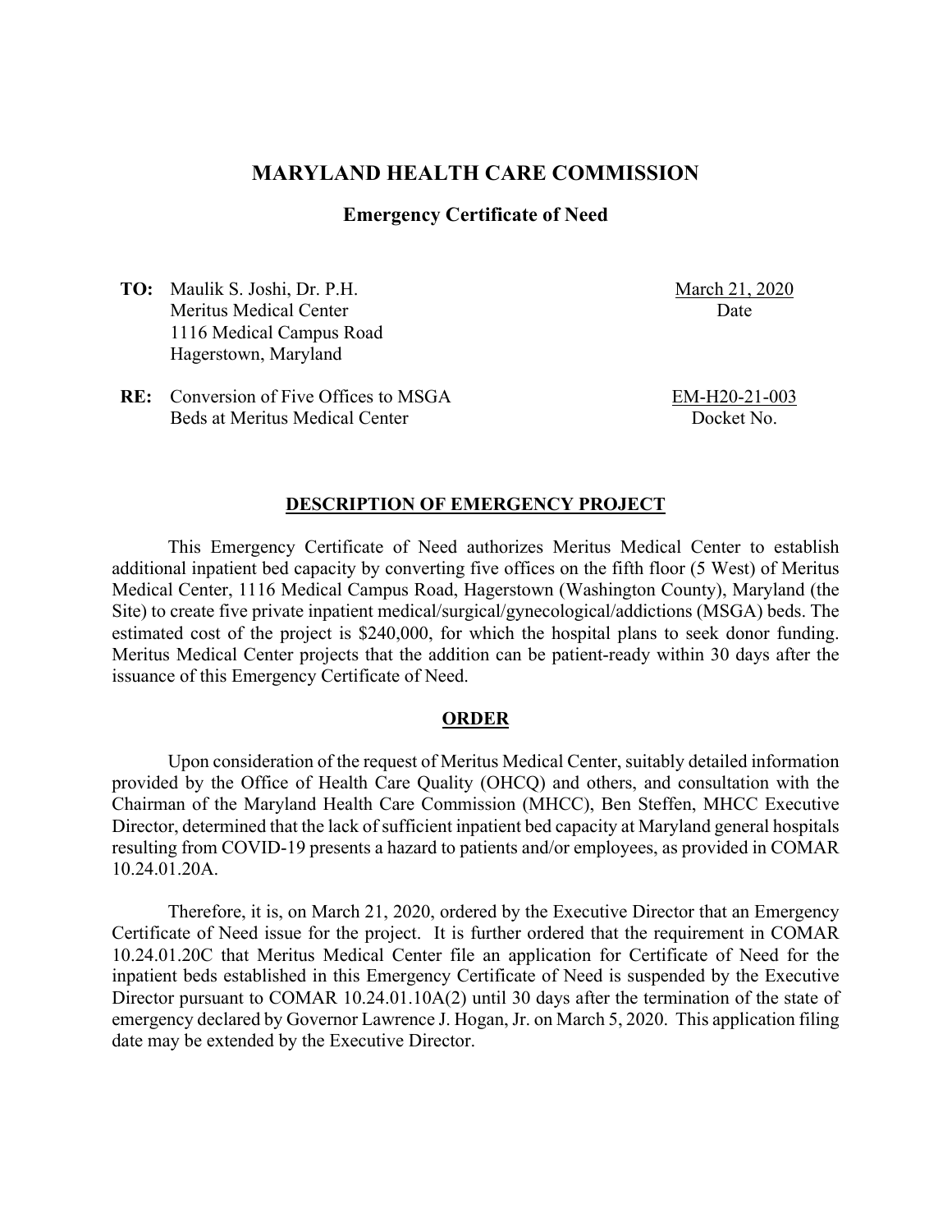# MARYLAND HEALTH CARE COMMISSION

## Emergency Certificate of Need

**TO:** Maulik S. Joshi, Dr. P.H.
Meritus Medical Center
1116 Medical Campus Road
Hagerstown, Maryland

March 21, 2020
Date

**RE:** Conversion of Five Offices to MSGA Beds at Meritus Medical Center

EM-H20-21-003
Docket No.

### DESCRIPTION OF EMERGENCY PROJECT

This Emergency Certificate of Need authorizes Meritus Medical Center to establish additional inpatient bed capacity by converting five offices on the fifth floor (5 West) of Meritus Medical Center, 1116 Medical Campus Road, Hagerstown (Washington County), Maryland (the Site) to create five private inpatient medical/surgical/gynecological/addictions (MSGA) beds. The estimated cost of the project is $240,000, for which the hospital plans to seek donor funding. Meritus Medical Center projects that the addition can be patient-ready within 30 days after the issuance of this Emergency Certificate of Need.

### ORDER

Upon consideration of the request of Meritus Medical Center, suitably detailed information provided by the Office of Health Care Quality (OHCQ) and others, and consultation with the Chairman of the Maryland Health Care Commission (MHCC), Ben Steffen, MHCC Executive Director, determined that the lack of sufficient inpatient bed capacity at Maryland general hospitals resulting from COVID-19 presents a hazard to patients and/or employees, as provided in COMAR 10.24.01.20A.

Therefore, it is, on March 21, 2020, ordered by the Executive Director that an Emergency Certificate of Need issue for the project. It is further ordered that the requirement in COMAR 10.24.01.20C that Meritus Medical Center file an application for Certificate of Need for the inpatient beds established in this Emergency Certificate of Need is suspended by the Executive Director pursuant to COMAR 10.24.01.10A(2) until 30 days after the termination of the state of emergency declared by Governor Lawrence J. Hogan, Jr. on March 5, 2020. This application filing date may be extended by the Executive Director.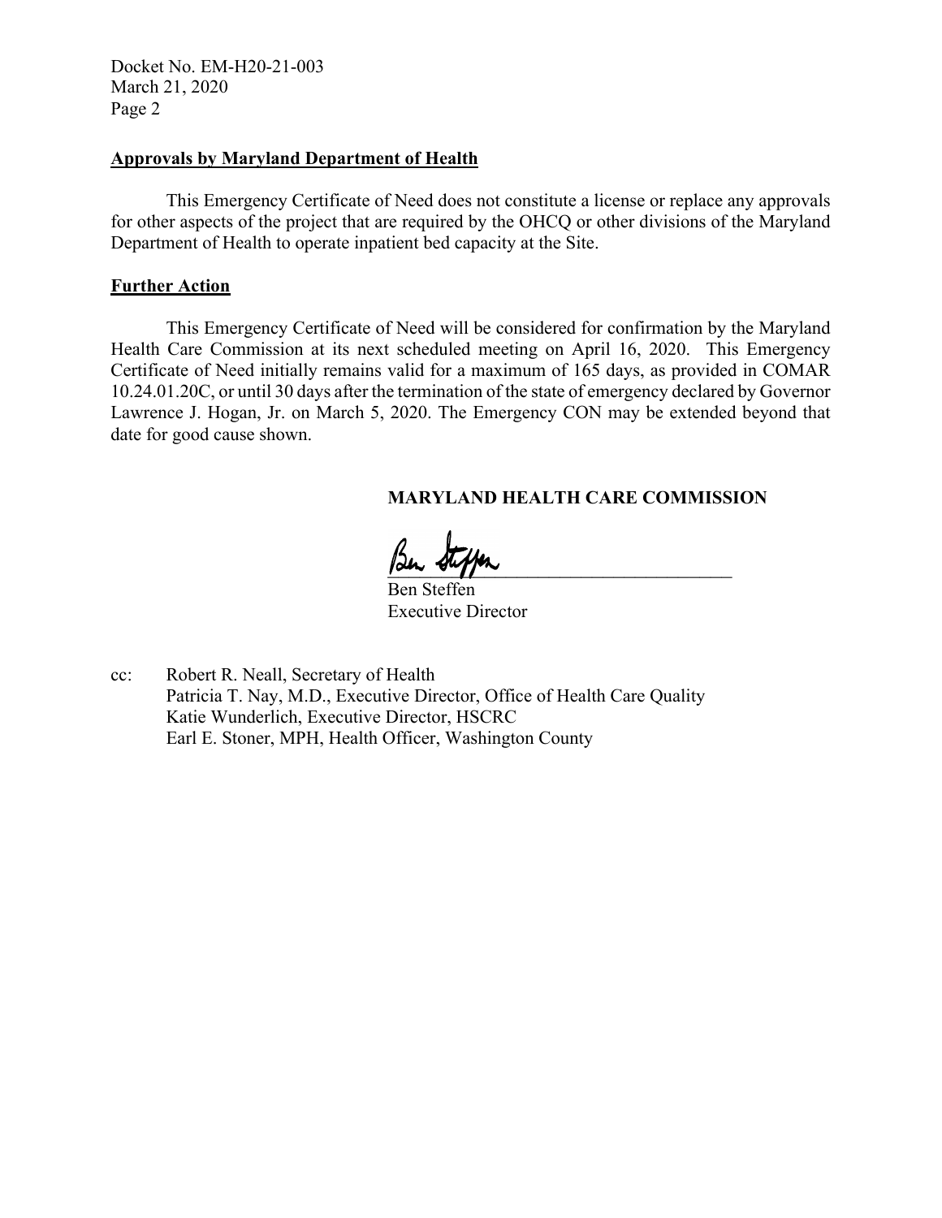Docket No. EM-H20-21-003
March 21, 2020

## Approvals by Maryland Department of Health

This Emergency Certificate of Need does not constitute a license or replace any approvals for other aspects of the project that are required by the OHCQ or other divisions of the Maryland Department of Health to operate inpatient bed capacity at the Site.

## Further Action

This Emergency Certificate of Need will be considered for confirmation by the Maryland Health Care Commission at its next scheduled meeting on April 16, 2020. This Emergency Certificate of Need initially remains valid for a maximum of 165 days, as provided in COMAR 10.24.01.20C, or until 30 days after the termination of the state of emergency declared by Governor Lawrence J. Hogan, Jr. on March 5, 2020. The Emergency CON may be extended beyond that date for good cause shown.

**MARYLAND HEALTH CARE COMMISSION**

Ben Steffen
Executive Director

cc: Robert R. Neall, Secretary of Health
Patricia T. Nay, M.D., Executive Director, Office of Health Care Quality
Katie Wunderlich, Executive Director, HSCRC
Earl E. Stoner, MPH, Health Officer, Washington County